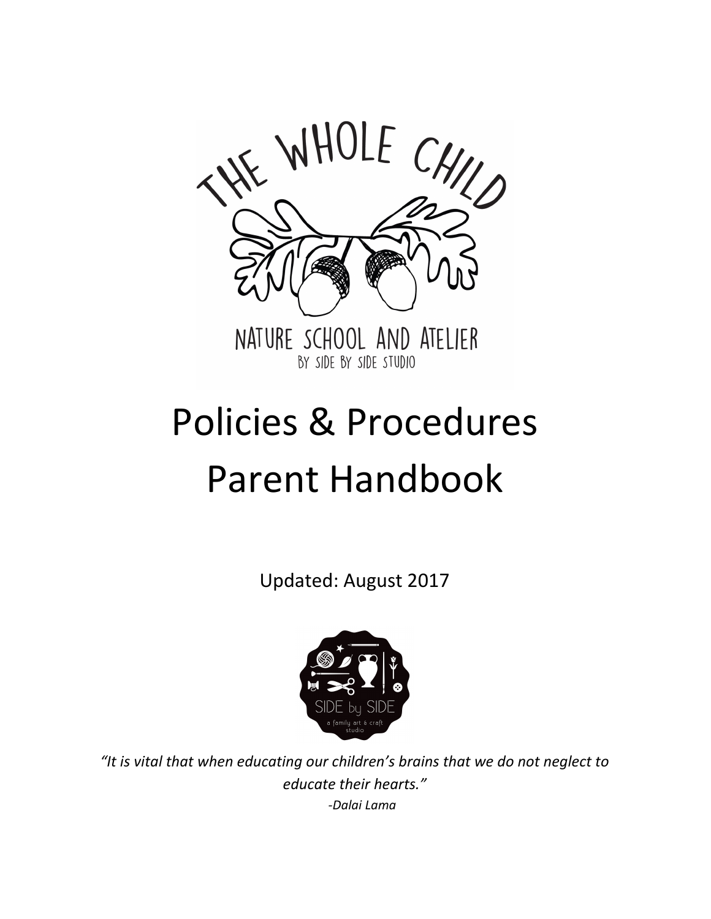THE WHOLE CHILD

NATURE SCHOOL AND ATELIER
BY SIDE BY SIDE STUDIO

# Policies & Procedures Parent Handbook

Updated: August 2017

SIDE by SIDE
a family art & craft studio

*"It is vital that when educating our children's brains that we do not neglect to educate their hearts."*
*-Dalai Lama*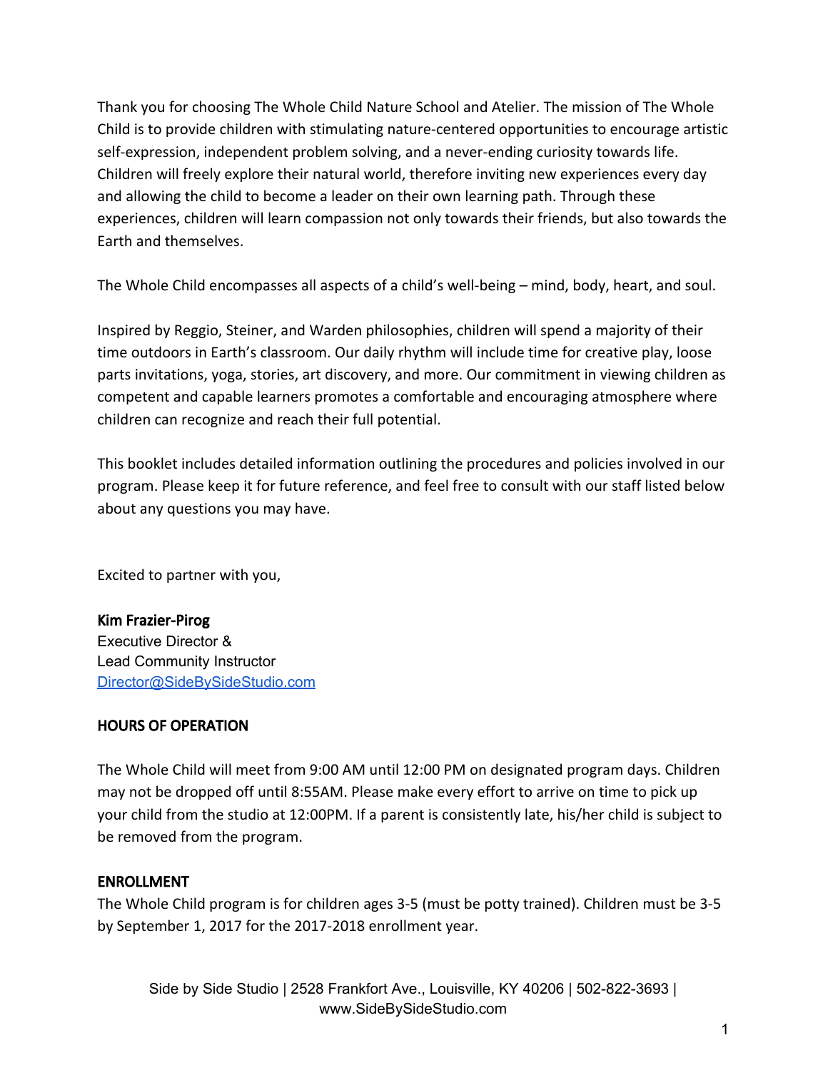Thank you for choosing The Whole Child Nature School and Atelier. The mission of The Whole Child is to provide children with stimulating nature-centered opportunities to encourage artistic self-expression, independent problem solving, and a never-ending curiosity towards life. Children will freely explore their natural world, therefore inviting new experiences every day and allowing the child to become a leader on their own learning path. Through these experiences, children will learn compassion not only towards their friends, but also towards the Earth and themselves.

The Whole Child encompasses all aspects of a child's well-being – mind, body, heart, and soul.

Inspired by Reggio, Steiner, and Warden philosophies, children will spend a majority of their time outdoors in Earth's classroom. Our daily rhythm will include time for creative play, loose parts invitations, yoga, stories, art discovery, and more. Our commitment in viewing children as competent and capable learners promotes a comfortable and encouraging atmosphere where children can recognize and reach their full potential.

This booklet includes detailed information outlining the procedures and policies involved in our program. Please keep it for future reference, and feel free to consult with our staff listed below about any questions you may have.

Excited to partner with you,

**Kim Frazier-Pirog**
Executive Director &
Lead Community Instructor
Director@SideBySideStudio.com

## HOURS OF OPERATION

The Whole Child will meet from 9:00 AM until 12:00 PM on designated program days. Children may not be dropped off until 8:55AM. Please make every effort to arrive on time to pick up your child from the studio at 12:00PM. If a parent is consistently late, his/her child is subject to be removed from the program.

## ENROLLMENT

The Whole Child program is for children ages 3-5 (must be potty trained). Children must be 3-5 by September 1, 2017 for the 2017-2018 enrollment year.

Side by Side Studio | 2528 Frankfort Ave., Louisville, KY 40206 | 502-822-3693 | www.SideBySideStudio.com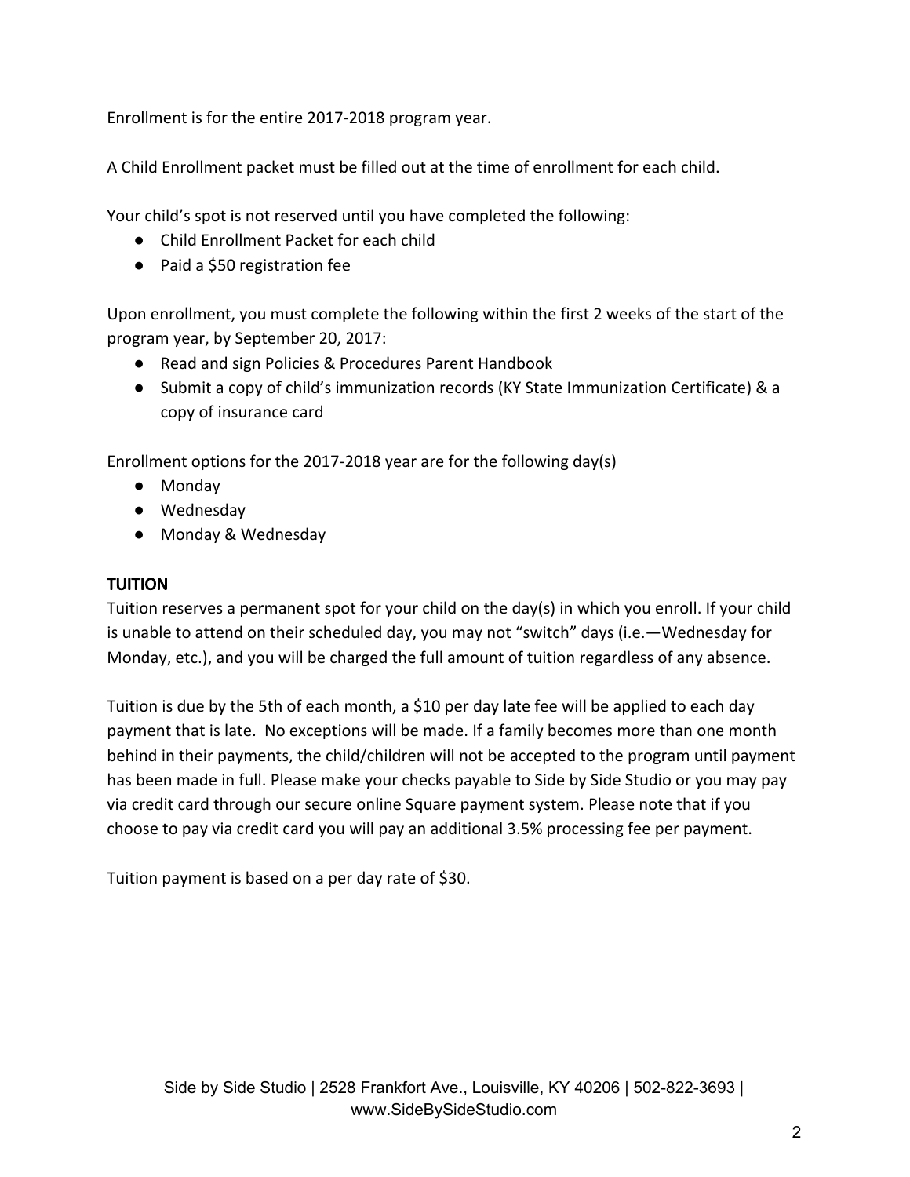Enrollment is for the entire 2017-2018 program year.

A Child Enrollment packet must be filled out at the time of enrollment for each child.

Your child's spot is not reserved until you have completed the following:

- Child Enrollment Packet for each child
- Paid a $50 registration fee

Upon enrollment, you must complete the following within the first 2 weeks of the start of the program year, by September 20, 2017:

- Read and sign Policies & Procedures Parent Handbook
- Submit a copy of child's immunization records (KY State Immunization Certificate) & a copy of insurance card

Enrollment options for the 2017-2018 year are for the following day(s)

- Monday
- Wednesday
- Monday & Wednesday

## TUITION

Tuition reserves a permanent spot for your child on the day(s) in which you enroll. If your child is unable to attend on their scheduled day, you may not "switch" days (i.e.—Wednesday for Monday, etc.), and you will be charged the full amount of tuition regardless of any absence.

Tuition is due by the 5th of each month, a $10 per day late fee will be applied to each day payment that is late. No exceptions will be made. If a family becomes more than one month behind in their payments, the child/children will not be accepted to the program until payment has been made in full. Please make your checks payable to Side by Side Studio or you may pay via credit card through our secure online Square payment system. Please note that if you choose to pay via credit card you will pay an additional 3.5% processing fee per payment.

Tuition payment is based on a per day rate of $30.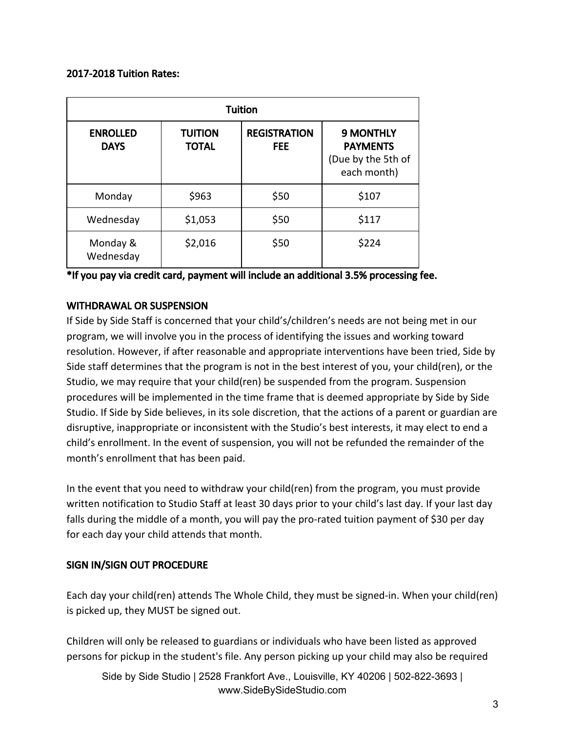**2017-2018 Tuition Rates:**

| Tuition | | | |
|---|---|---|---|
| **ENROLLED DAYS** | **TUITION TOTAL** | **REGISTRATION FEE** | **9 MONTHLY PAYMENTS** (Due by the 5th of each month) |
| Monday | $963 | $50 | $107 |
| Wednesday | $1,053 | $50 | $117 |
| Monday & Wednesday | $2,016 | $50 | $224 |

**\*If you pay via credit card, payment will include an additional 3.5% processing fee.**

## WITHDRAWAL OR SUSPENSION

If Side by Side Staff is concerned that your child's/children's needs are not being met in our program, we will involve you in the process of identifying the issues and working toward resolution. However, if after reasonable and appropriate interventions have been tried, Side by Side staff determines that the program is not in the best interest of you, your child(ren), or the Studio, we may require that your child(ren) be suspended from the program. Suspension procedures will be implemented in the time frame that is deemed appropriate by Side by Side Studio. If Side by Side believes, in its sole discretion, that the actions of a parent or guardian are disruptive, inappropriate or inconsistent with the Studio's best interests, it may elect to end a child's enrollment. In the event of suspension, you will not be refunded the remainder of the month's enrollment that has been paid.

In the event that you need to withdraw your child(ren) from the program, you must provide written notification to Studio Staff at least 30 days prior to your child's last day. If your last day falls during the middle of a month, you will pay the pro-rated tuition payment of $30 per day for each day your child attends that month.

## SIGN IN/SIGN OUT PROCEDURE

Each day your child(ren) attends The Whole Child, they must be signed-in. When your child(ren) is picked up, they MUST be signed out.

Children will only be released to guardians or individuals who have been listed as approved persons for pickup in the student's file. Any person picking up your child may also be required

Side by Side Studio | 2528 Frankfort Ave., Louisville, KY 40206 | 502-822-3693 | www.SideBySideStudio.com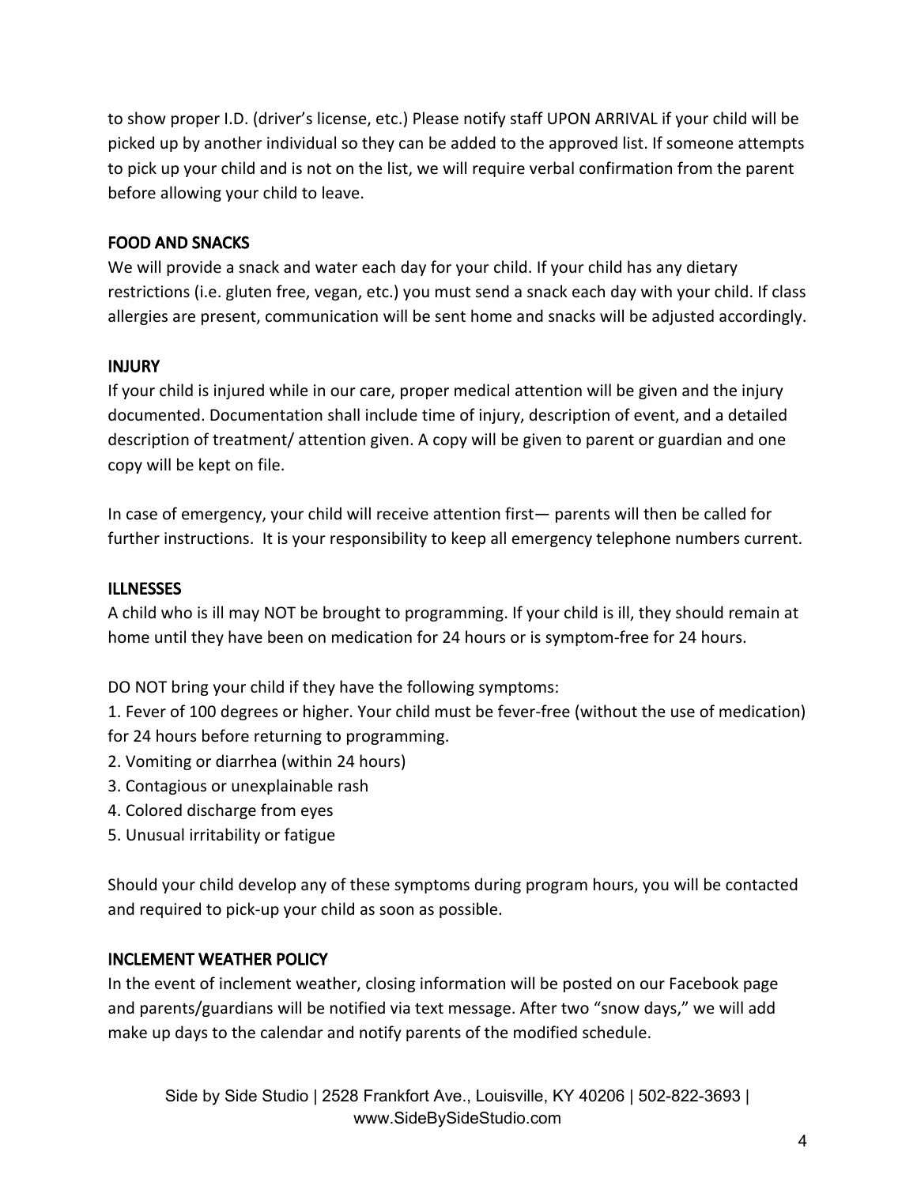to show proper I.D. (driver's license, etc.) Please notify staff UPON ARRIVAL if your child will be picked up by another individual so they can be added to the approved list. If someone attempts to pick up your child and is not on the list, we will require verbal confirmation from the parent before allowing your child to leave.

## FOOD AND SNACKS

We will provide a snack and water each day for your child. If your child has any dietary restrictions (i.e. gluten free, vegan, etc.) you must send a snack each day with your child. If class allergies are present, communication will be sent home and snacks will be adjusted accordingly.

## INJURY

If your child is injured while in our care, proper medical attention will be given and the injury documented. Documentation shall include time of injury, description of event, and a detailed description of treatment/ attention given. A copy will be given to parent or guardian and one copy will be kept on file.

In case of emergency, your child will receive attention first— parents will then be called for further instructions. It is your responsibility to keep all emergency telephone numbers current.

## ILLNESSES

A child who is ill may NOT be brought to programming. If your child is ill, they should remain at home until they have been on medication for 24 hours or is symptom-free for 24 hours.

DO NOT bring your child if they have the following symptoms:

1. Fever of 100 degrees or higher. Your child must be fever-free (without the use of medication) for 24 hours before returning to programming.
2. Vomiting or diarrhea (within 24 hours)
3. Contagious or unexplainable rash
4. Colored discharge from eyes
5. Unusual irritability or fatigue

Should your child develop any of these symptoms during program hours, you will be contacted and required to pick-up your child as soon as possible.

## INCLEMENT WEATHER POLICY

In the event of inclement weather, closing information will be posted on our Facebook page and parents/guardians will be notified via text message. After two "snow days," we will add make up days to the calendar and notify parents of the modified schedule.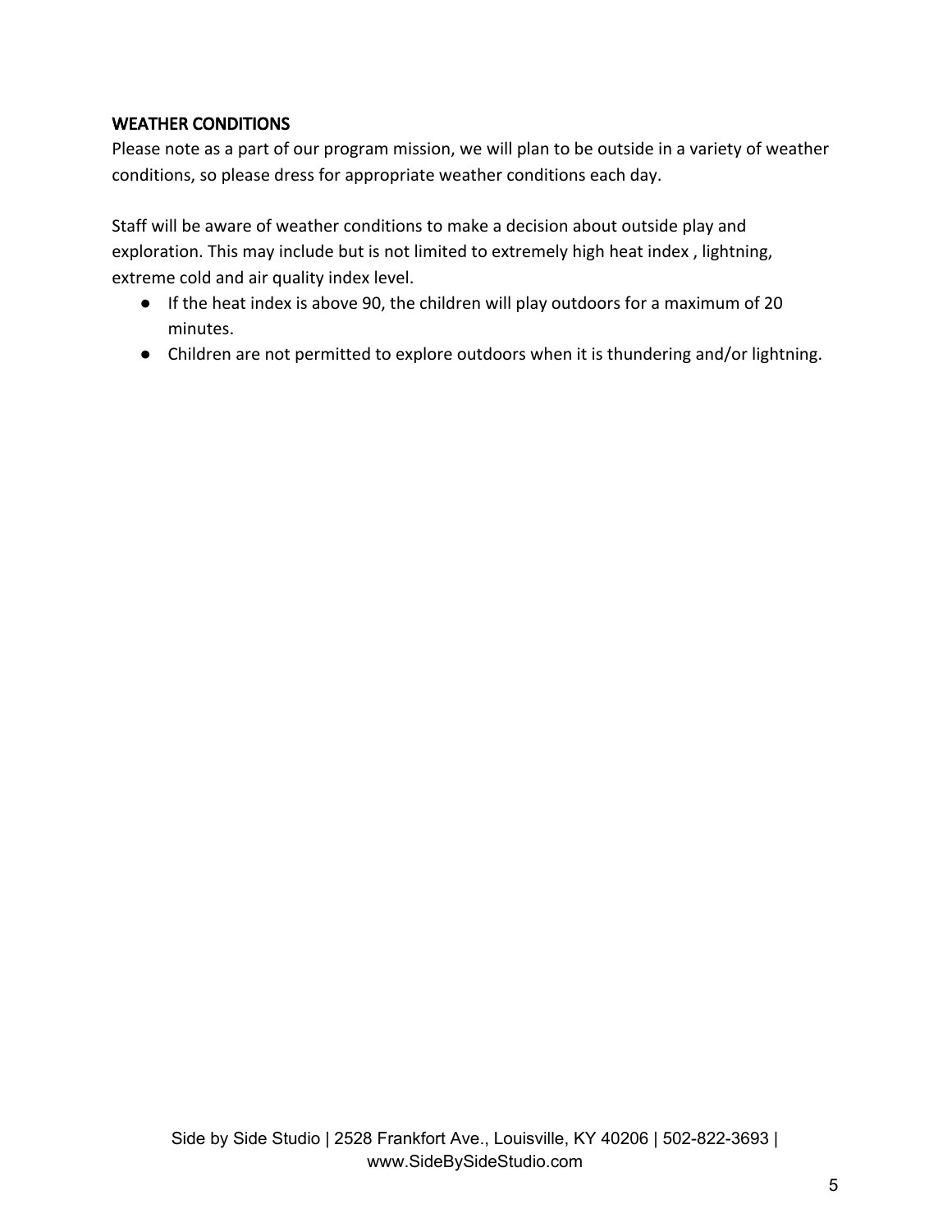## WEATHER CONDITIONS

Please note as a part of our program mission, we will plan to be outside in a variety of weather conditions, so please dress for appropriate weather conditions each day.

Staff will be aware of weather conditions to make a decision about outside play and exploration. This may include but is not limited to extremely high heat index , lightning, extreme cold and air quality index level.

- If the heat index is above 90, the children will play outdoors for a maximum of 20 minutes.
- Children are not permitted to explore outdoors when it is thundering and/or lightning.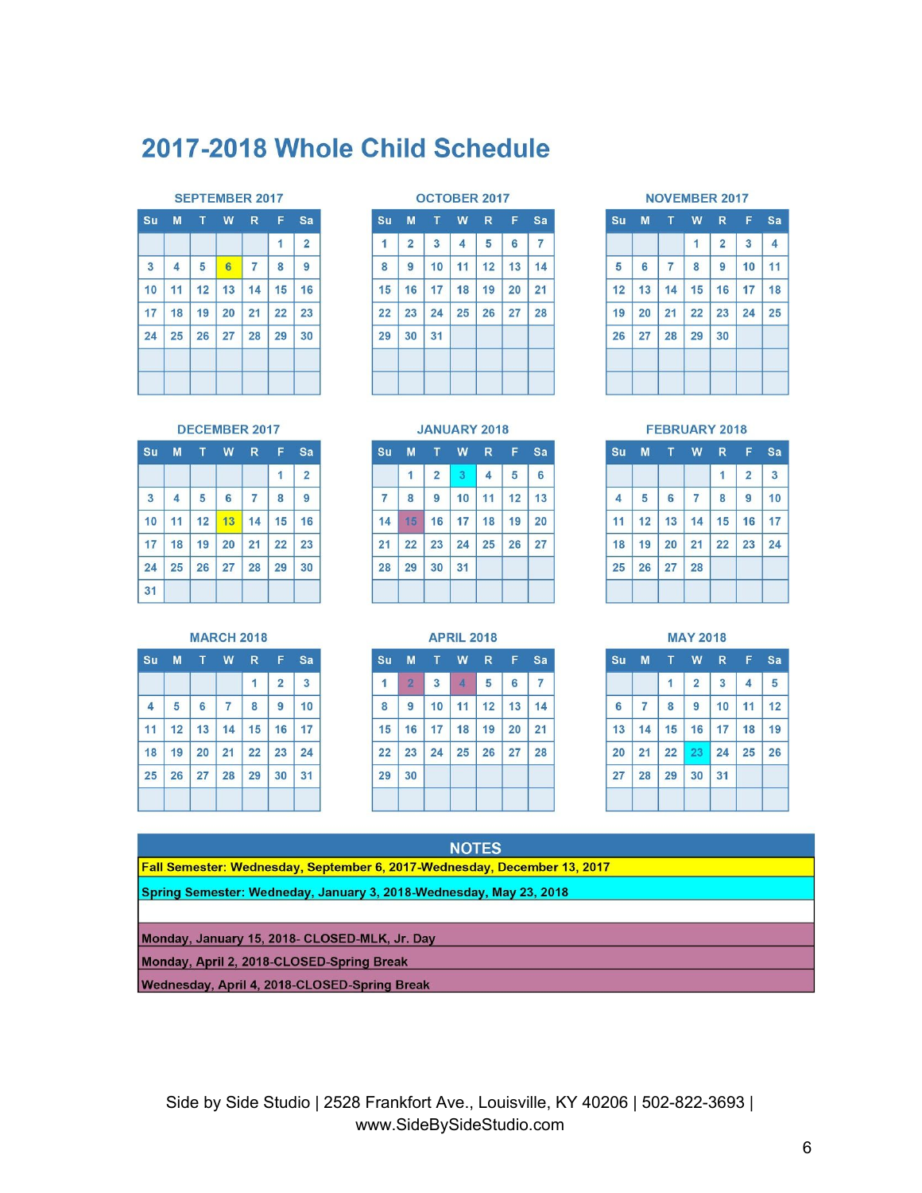# 2017-2018 Whole Child Schedule

### SEPTEMBER 2017

| Su | M | T | W | R | F | Sa |
|---|---|---|---|---|---|---|
| | | | | | 1 | 2 |
| 3 | 4 | 5 | 6 | 7 | 8 | 9 |
| 10 | 11 | 12 | 13 | 14 | 15 | 16 |
| 17 | 18 | 19 | 20 | 21 | 22 | 23 |
| 24 | 25 | 26 | 27 | 28 | 29 | 30 |

### OCTOBER 2017

| Su | M | T | W | R | F | Sa |
|---|---|---|---|---|---|---|
| 1 | 2 | 3 | 4 | 5 | 6 | 7 |
| 8 | 9 | 10 | 11 | 12 | 13 | 14 |
| 15 | 16 | 17 | 18 | 19 | 20 | 21 |
| 22 | 23 | 24 | 25 | 26 | 27 | 28 |
| 29 | 30 | 31 | | | | |

### NOVEMBER 2017

| Su | M | T | W | R | F | Sa |
|---|---|---|---|---|---|---|
| | | | 1 | 2 | 3 | 4 |
| 5 | 6 | 7 | 8 | 9 | 10 | 11 |
| 12 | 13 | 14 | 15 | 16 | 17 | 18 |
| 19 | 20 | 21 | 22 | 23 | 24 | 25 |
| 26 | 27 | 28 | 29 | 30 | | |

### DECEMBER 2017

| Su | M | T | W | R | F | Sa |
|---|---|---|---|---|---|---|
| | | | | | 1 | 2 |
| 3 | 4 | 5 | 6 | 7 | 8 | 9 |
| 10 | 11 | 12 | 13 | 14 | 15 | 16 |
| 17 | 18 | 19 | 20 | 21 | 22 | 23 |
| 24 | 25 | 26 | 27 | 28 | 29 | 30 |
| 31 | | | | | | |

### JANUARY 2018

| Su | M | T | W | R | F | Sa |
|---|---|---|---|---|---|---|
| | 1 | 2 | 3 | 4 | 5 | 6 |
| 7 | 8 | 9 | 10 | 11 | 12 | 13 |
| 14 | 15 | 16 | 17 | 18 | 19 | 20 |
| 21 | 22 | 23 | 24 | 25 | 26 | 27 |
| 28 | 29 | 30 | 31 | | | |

### FEBRUARY 2018

| Su | M | T | W | R | F | Sa |
|---|---|---|---|---|---|---|
| | | | | 1 | 2 | 3 |
| 4 | 5 | 6 | 7 | 8 | 9 | 10 |
| 11 | 12 | 13 | 14 | 15 | 16 | 17 |
| 18 | 19 | 20 | 21 | 22 | 23 | 24 |
| 25 | 26 | 27 | 28 | | | |

### MARCH 2018

| Su | M | T | W | R | F | Sa |
|---|---|---|---|---|---|---|
| | | | | 1 | 2 | 3 |
| 4 | 5 | 6 | 7 | 8 | 9 | 10 |
| 11 | 12 | 13 | 14 | 15 | 16 | 17 |
| 18 | 19 | 20 | 21 | 22 | 23 | 24 |
| 25 | 26 | 27 | 28 | 29 | 30 | 31 |

### APRIL 2018

| Su | M | T | W | R | F | Sa |
|---|---|---|---|---|---|---|
| 1 | 2 | 3 | 4 | 5 | 6 | 7 |
| 8 | 9 | 10 | 11 | 12 | 13 | 14 |
| 15 | 16 | 17 | 18 | 19 | 20 | 21 |
| 22 | 23 | 24 | 25 | 26 | 27 | 28 |
| 29 | 30 | | | | | |

### MAY 2018

| Su | M | T | W | R | F | Sa |
|---|---|---|---|---|---|---|
| | | 1 | 2 | 3 | 4 | 5 |
| 6 | 7 | 8 | 9 | 10 | 11 | 12 |
| 13 | 14 | 15 | 16 | 17 | 18 | 19 |
| 20 | 21 | 22 | 23 | 24 | 25 | 26 |
| 27 | 28 | 29 | 30 | 31 | | |

## NOTES

**Fall Semester: Wednesday, September 6, 2017-Wednesday, December 13, 2017**

**Spring Semester: Wedneday, January 3, 2018-Wednesday, May 23, 2018**

**Monday, January 15, 2018- CLOSED-MLK, Jr. Day**

**Monday, April 2, 2018-CLOSED-Spring Break**

**Wednesday, April 4, 2018-CLOSED-Spring Break**

Side by Side Studio | 2528 Frankfort Ave., Louisville, KY 40206 | 502-822-3693 | www.SideBySideStudio.com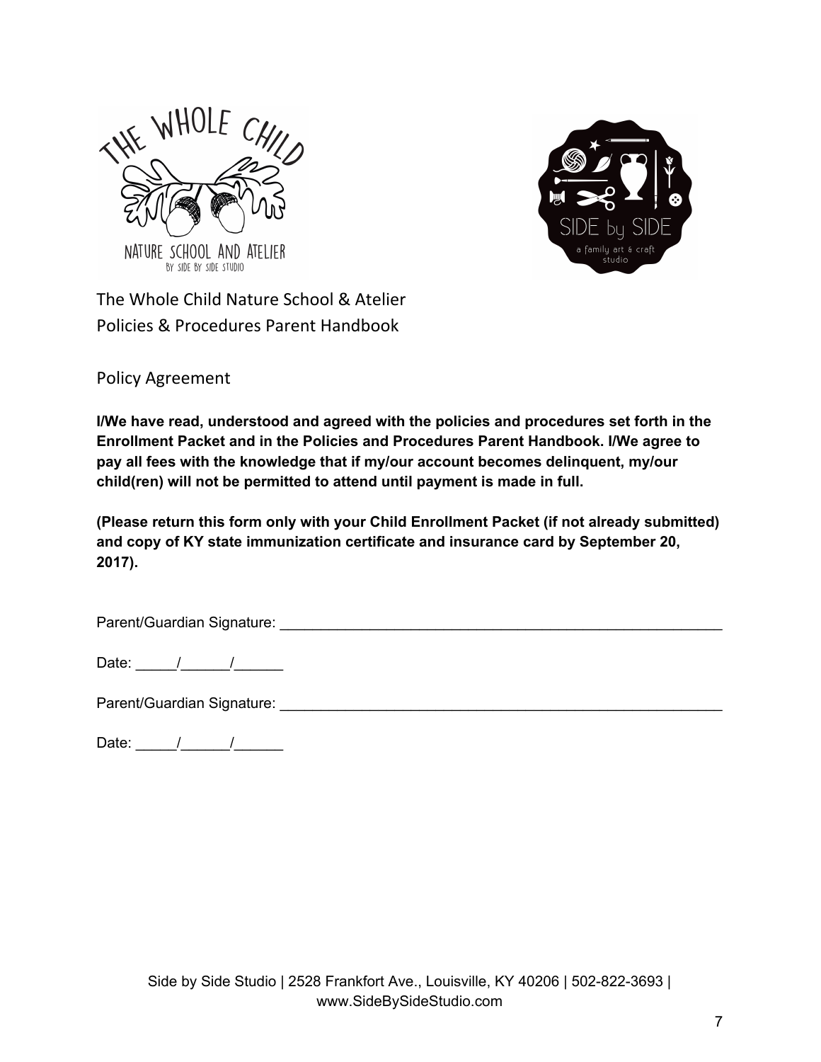The Whole Child Nature School & Atelier
Policies & Procedures Parent Handbook

Policy Agreement

**I/We have read, understood and agreed with the policies and procedures set forth in the Enrollment Packet and in the Policies and Procedures Parent Handbook. I/We agree to pay all fees with the knowledge that if my/our account becomes delinquent, my/our child(ren) will not be permitted to attend until payment is made in full.**

**(Please return this form only with your Child Enrollment Packet (if not already submitted) and copy of KY state immunization certificate and insurance card by September 20, 2017).**

Parent/Guardian Signature: ________________________________________________________

Date: _____/______/______

Parent/Guardian Signature: ________________________________________________________

Date: _____/______/______

Side by Side Studio | 2528 Frankfort Ave., Louisville, KY 40206 | 502-822-3693 | www.SideBySideStudio.com